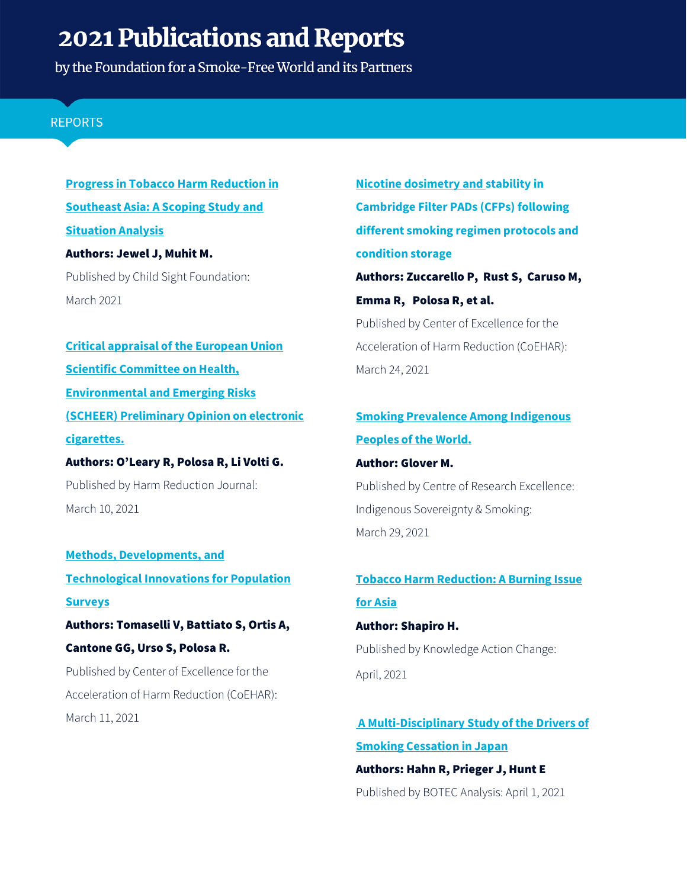# 2021 Publications and Reports

by the Foundation for a Smoke-Free World and its Partners

## REPORTS

**Progress in Tobacco Harm Reduction in Southeast Asia: A Scoping Study and Situation Analysis**

**Authors: Jewel J, Muhit M.**

Published by Child Sight Foundation: March 2021

**Critical appraisal of the European Union Scientific Committee on Health, Environmental and Emerging Risks (SCHEER) Preliminary Opinion on electronic cigarettes.**

**Authors: O'Leary R, Polosa R, Li Volti G.**

Published by Harm Reduction Journal: March 10, 2021

**Methods, Developments, and Technological Innovations for Population Surveys**

**Authors: Tomaselli V, Battiato S, Ortis A, Cantone GG, Urso S, Polosa R.**

Published by Center of Excellence for the Acceleration of Harm Reduction (CoEHAR): March 11, 2021

**Nicotine dosimetry and stability in Cambridge Filter PADs (CFPs) following different smoking regimen protocols and condition storage**

**Authors: Zuccarello P, Rust S, Caruso M, Emma R, Polosa R, et al.**

Published by Center of Excellence for the Acceleration of Harm Reduction (CoEHAR): March 24, 2021

**Smoking Prevalence Among Indigenous Peoples of the World.**

**Author: Glover M.**

Published by Centre of Research Excellence: Indigenous Sovereignty & Smoking: March 29, 2021

**Tobacco Harm Reduction: A Burning Issue for Asia**

**Author: Shapiro H.**

Published by Knowledge Action Change: April, 2021

**A Multi-Disciplinary Study of the Drivers of Smoking Cessation in Japan**

**Authors: Hahn R, Prieger J, Hunt E**

Published by BOTEC Analysis: April 1, 2021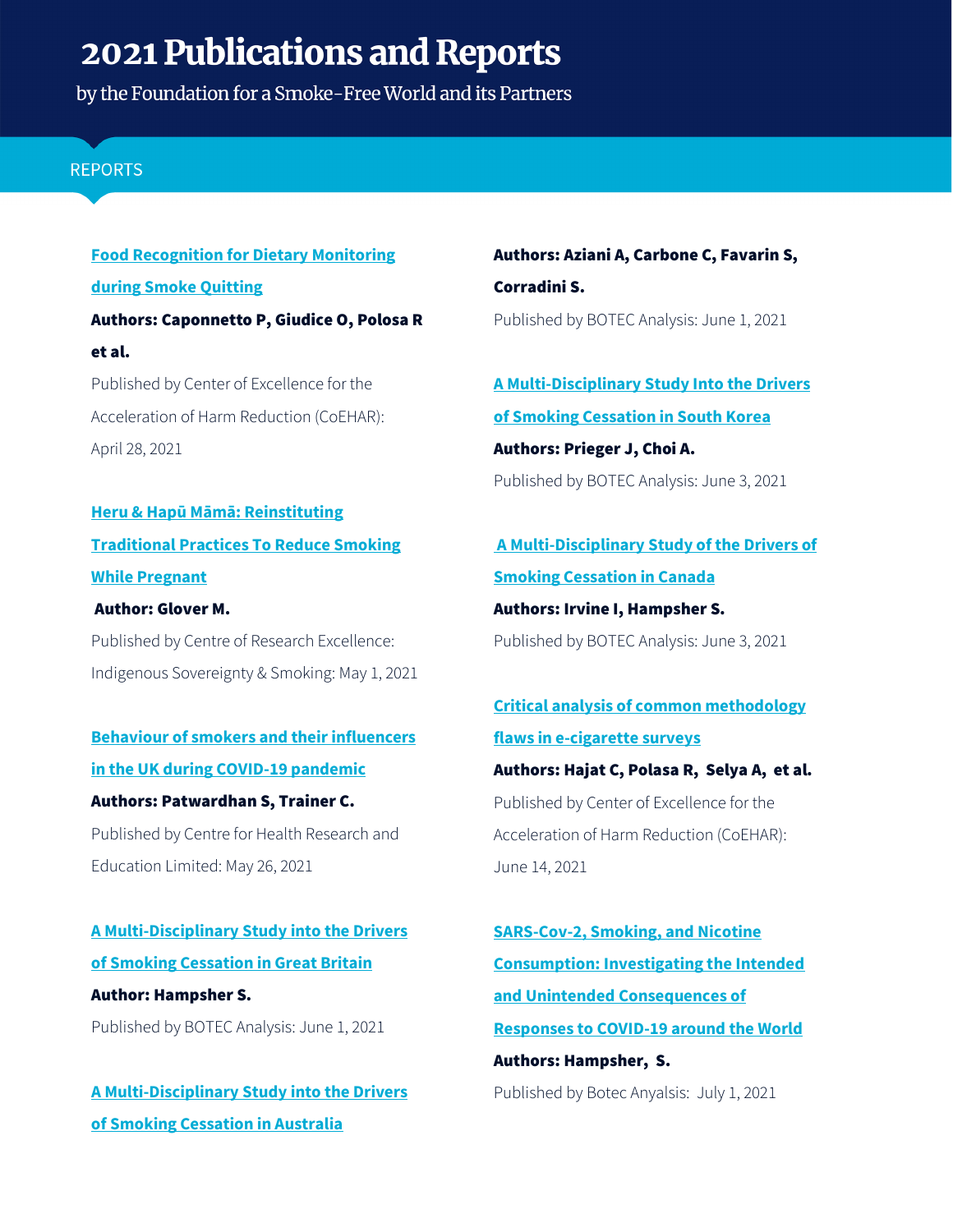# 2021 Publications and Reports

by the Foundation for a Smoke-Free World and its Partners

## REPORTS

**Food Recognition for Dietary Monitoring during Smoke Quitting**

**Authors: Caponnetto P, Giudice O, Polosa R et al.**

Published by Center of Excellence for the Acceleration of Harm Reduction (CoEHAR): April 28, 2021

**Heru & Hapū Māmā: Reinstituting Traditional Practices To Reduce Smoking While Pregnant**

**Author: Glover M.**

Published by Centre of Research Excellence: Indigenous Sovereignty & Smoking: May 1, 2021

**Behaviour of smokers and their influencers in the UK during COVID-19 pandemic**

**Authors: Patwardhan S, Trainer C.**

Published by Centre for Health Research and Education Limited: May 26, 2021

**A Multi-Disciplinary Study into the Drivers of Smoking Cessation in Great Britain**

**Author: Hampsher S.**

Published by BOTEC Analysis: June 1, 2021

**A Multi-Disciplinary Study into the Drivers of Smoking Cessation in Australia**

**Authors: Aziani A, Carbone C, Favarin S, Corradini S.**

Published by BOTEC Analysis: June 1, 2021

**A Multi-Disciplinary Study Into the Drivers of Smoking Cessation in South Korea**

**Authors: Prieger J, Choi A.**

Published by BOTEC Analysis: June 3, 2021

**A Multi-Disciplinary Study of the Drivers of Smoking Cessation in Canada**

**Authors: Irvine I, Hampsher S.**

Published by BOTEC Analysis: June 3, 2021

**Critical analysis of common methodology flaws in e-cigarette surveys**

**Authors: Hajat C, Polasa R, Selya A, et al.**

Published by Center of Excellence for the Acceleration of Harm Reduction (CoEHAR): June 14, 2021

**SARS-Cov-2, Smoking, and Nicotine Consumption: Investigating the Intended and Unintended Consequences of Responses to COVID-19 around the World**

**Authors: Hampsher, S.**

Published by Botec Anyalsis: July 1, 2021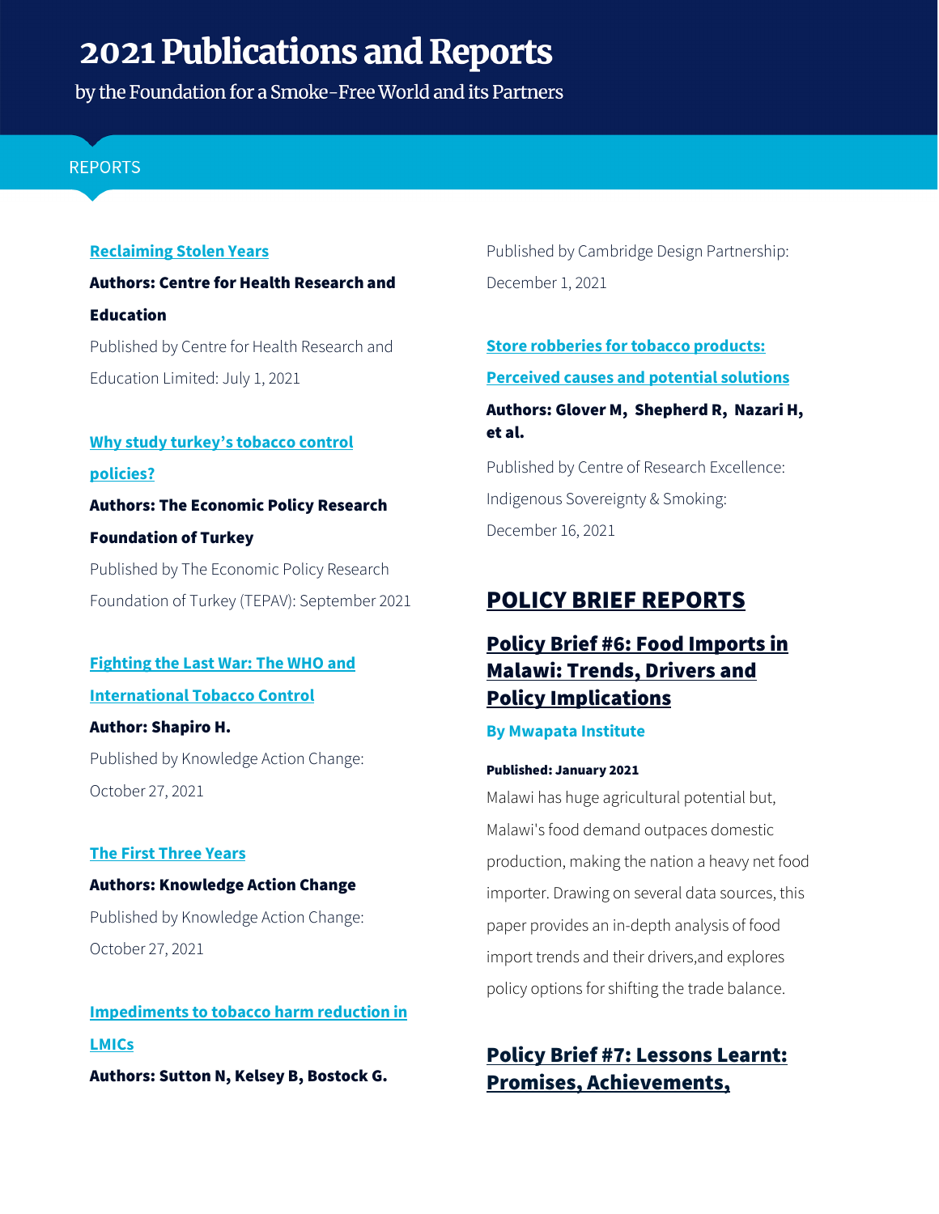# 2021 Publications and Reports

by the Foundation for a Smoke-Free World and its Partners

## REPORTS

**Reclaiming Stolen Years**

**Authors: Centre for Health Research and Education**

Published by Centre for Health Research and Education Limited: July 1, 2021

**Why study turkey's tobacco control policies?**

**Authors: The Economic Policy Research Foundation of Turkey**

Published by The Economic Policy Research Foundation of Turkey (TEPAV): September 2021

**Fighting the Last War: The WHO and International Tobacco Control**

**Author: Shapiro H.**

Published by Knowledge Action Change: October 27, 2021

**The First Three Years**

**Authors: Knowledge Action Change**

Published by Knowledge Action Change: October 27, 2021

**Impediments to tobacco harm reduction in LMICs**

**Authors: Sutton N, Kelsey B, Bostock G.**

Published by Cambridge Design Partnership: December 1, 2021

**Store robberies for tobacco products: Perceived causes and potential solutions**

**Authors: Glover M, Shepherd R, Nazari H, et al.**

Published by Centre of Research Excellence: Indigenous Sovereignty & Smoking: December 16, 2021

## POLICY BRIEF REPORTS

### Policy Brief #6: Food Imports in Malawi: Trends, Drivers and Policy Implications

**By Mwapata Institute**

**Published: January 2021**

Malawi has huge agricultural potential but, Malawi's food demand outpaces domestic production, making the nation a heavy net food importer. Drawing on several data sources, this paper provides an in-depth analysis of food import trends and their drivers,and explores policy options for shifting the trade balance.

### Policy Brief #7: Lessons Learnt: Promises, Achievements,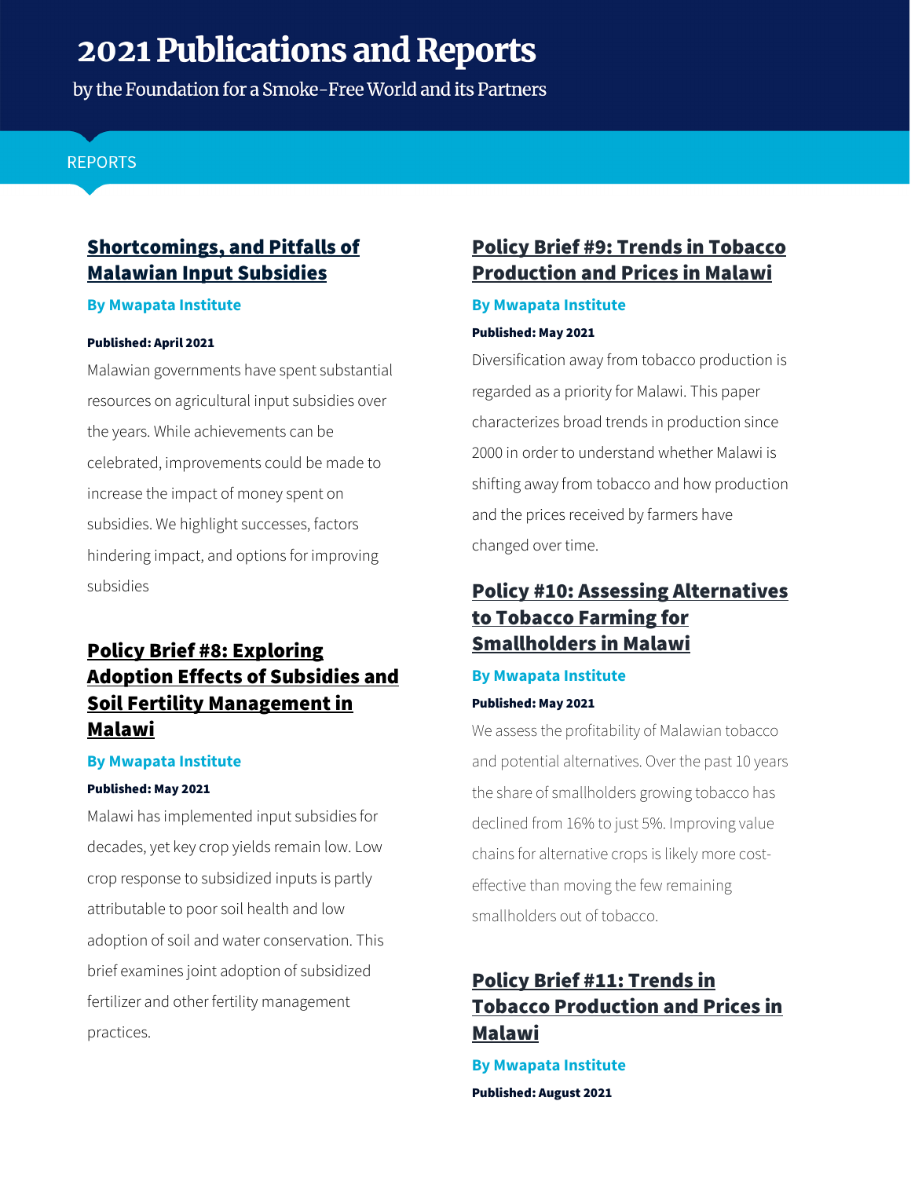# 2021 Publications and Reports

by the Foundation for a Smoke-Free World and its Partners

REPORTS

## Shortcomings, and Pitfalls of Malawian Input Subsidies

**By Mwapata Institute**

**Published: April 2021**

Malawian governments have spent substantial resources on agricultural input subsidies over the years. While achievements can be celebrated, improvements could be made to increase the impact of money spent on subsidies. We highlight successes, factors hindering impact, and options for improving subsidies

## Policy Brief #8: Exploring Adoption Effects of Subsidies and Soil Fertility Management in Malawi

**By Mwapata Institute**

**Published: May 2021**

Malawi has implemented input subsidies for decades, yet key crop yields remain low. Low crop response to subsidized inputs is partly attributable to poor soil health and low adoption of soil and water conservation. This brief examines joint adoption of subsidized fertilizer and other fertility management practices.

## Policy Brief #9: Trends in Tobacco Production and Prices in Malawi

**By Mwapata Institute**

**Published: May 2021**

Diversification away from tobacco production is regarded as a priority for Malawi. This paper characterizes broad trends in production since 2000 in order to understand whether Malawi is shifting away from tobacco and how production and the prices received by farmers have changed over time.

## Policy #10: Assessing Alternatives to Tobacco Farming for Smallholders in Malawi

**By Mwapata Institute**

**Published: May 2021**

We assess the profitability of Malawian tobacco and potential alternatives. Over the past 10 years the share of smallholders growing tobacco has declined from 16% to just 5%. Improving value chains for alternative crops is likely more cost-effective than moving the few remaining smallholders out of tobacco.

## Policy Brief #11: Trends in Tobacco Production and Prices in Malawi

**By Mwapata Institute**

**Published: August 2021**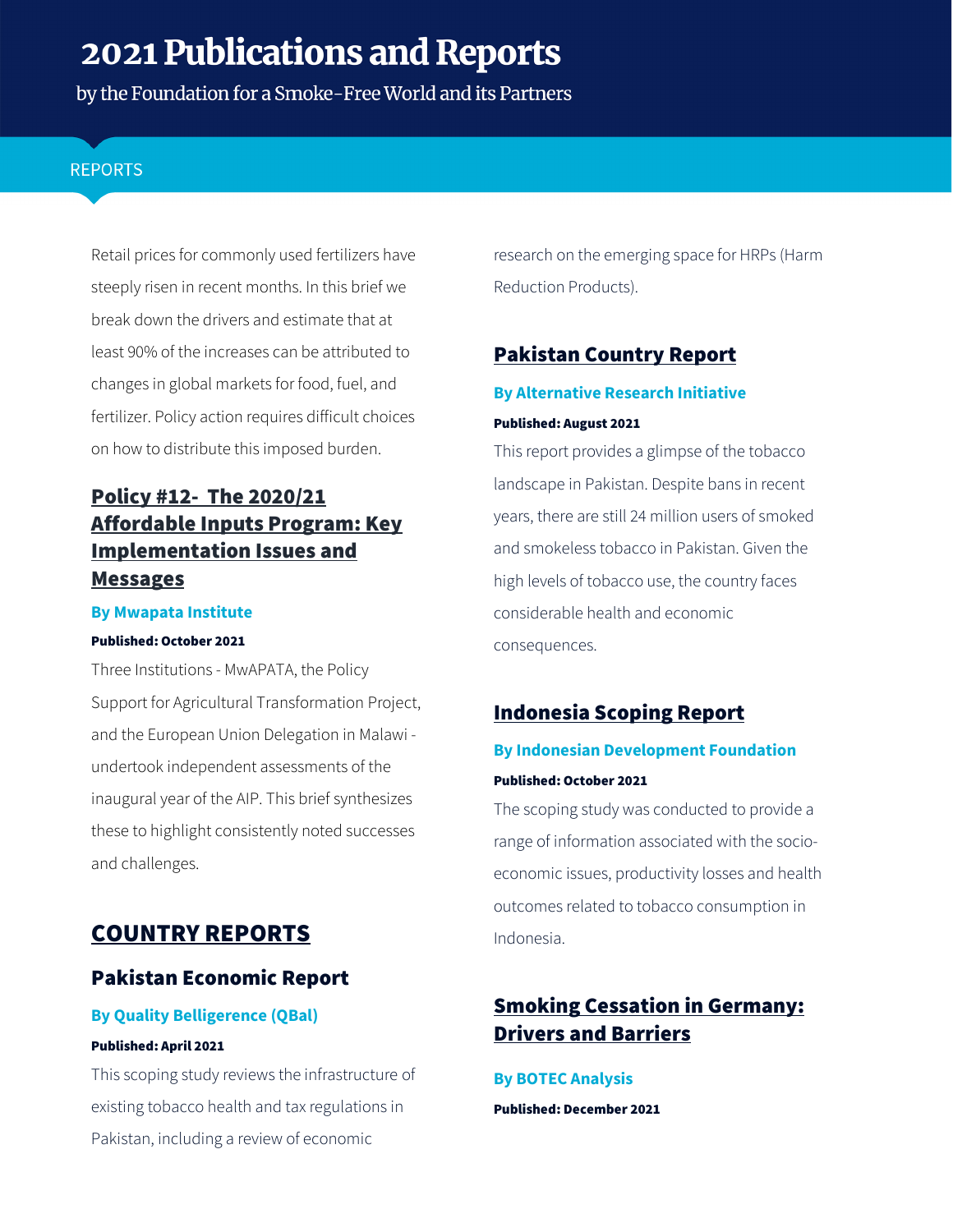# 2021 Publications and Reports

by the Foundation for a Smoke-Free World and its Partners

REPORTS

Retail prices for commonly used fertilizers have steeply risen in recent months. In this brief we break down the drivers and estimate that at least 90% of the increases can be attributed to changes in global markets for food, fuel, and fertilizer. Policy action requires difficult choices on how to distribute this imposed burden.

### Policy #12- The 2020/21 Affordable Inputs Program: Key Implementation Issues and Messages

**By Mwapata Institute**

**Published: October 2021**

Three Institutions - MwAPATA, the Policy Support for Agricultural Transformation Project, and the European Union Delegation in Malawi - undertook independent assessments of the inaugural year of the AIP. This brief synthesizes these to highlight consistently noted successes and challenges.

## COUNTRY REPORTS

### Pakistan Economic Report

**By Quality Belligerence (QBal)**

**Published: April 2021**

This scoping study reviews the infrastructure of existing tobacco health and tax regulations in Pakistan, including a review of economic research on the emerging space for HRPs (Harm Reduction Products).

### Pakistan Country Report

**By Alternative Research Initiative**

**Published: August 2021**

This report provides a glimpse of the tobacco landscape in Pakistan. Despite bans in recent years, there are still 24 million users of smoked and smokeless tobacco in Pakistan. Given the high levels of tobacco use, the country faces considerable health and economic consequences.

### Indonesia Scoping Report

**By Indonesian Development Foundation**

**Published: October 2021**

The scoping study was conducted to provide a range of information associated with the socio-economic issues, productivity losses and health outcomes related to tobacco consumption in Indonesia.

### Smoking Cessation in Germany: Drivers and Barriers

**By BOTEC Analysis**

**Published: December 2021**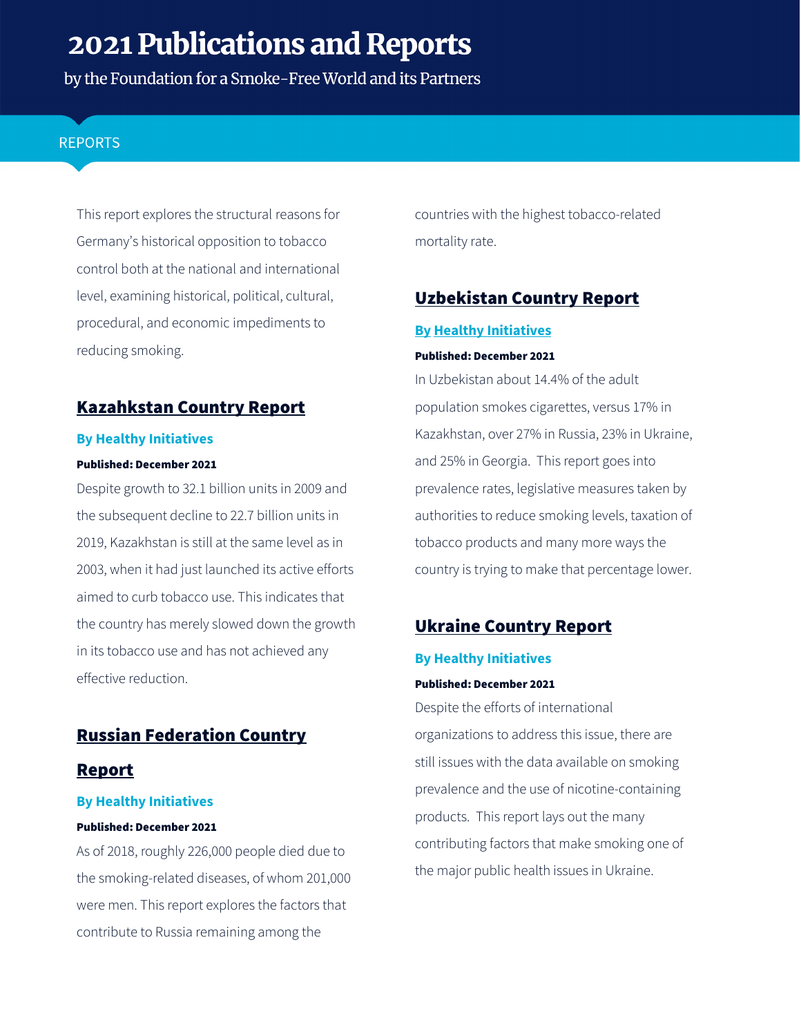# 2021 Publications and Reports

by the Foundation for a Smoke-Free World and its Partners

REPORTS

This report explores the structural reasons for Germany's historical opposition to tobacco control both at the national and international level, examining historical, political, cultural, procedural, and economic impediments to reducing smoking.

## Kazahkstan Country Report

**By Healthy Initiatives**

**Published: December 2021**

Despite growth to 32.1 billion units in 2009 and the subsequent decline to 22.7 billion units in 2019, Kazakhstan is still at the same level as in 2003, when it had just launched its active efforts aimed to curb tobacco use. This indicates that the country has merely slowed down the growth in its tobacco use and has not achieved any effective reduction.

## Russian Federation Country Report

**By Healthy Initiatives**

**Published: December 2021**

As of 2018, roughly 226,000 people died due to the smoking-related diseases, of whom 201,000 were men. This report explores the factors that contribute to Russia remaining among the countries with the highest tobacco-related mortality rate.

## Uzbekistan Country Report

**By Healthy Initiatives**

**Published: December 2021**

In Uzbekistan about 14.4% of the adult population smokes cigarettes, versus 17% in Kazakhstan, over 27% in Russia, 23% in Ukraine, and 25% in Georgia. This report goes into prevalence rates, legislative measures taken by authorities to reduce smoking levels, taxation of tobacco products and many more ways the country is trying to make that percentage lower.

## Ukraine Country Report

**By Healthy Initiatives**

**Published: December 2021**

Despite the efforts of international organizations to address this issue, there are still issues with the data available on smoking prevalence and the use of nicotine-containing products. This report lays out the many contributing factors that make smoking one of the major public health issues in Ukraine.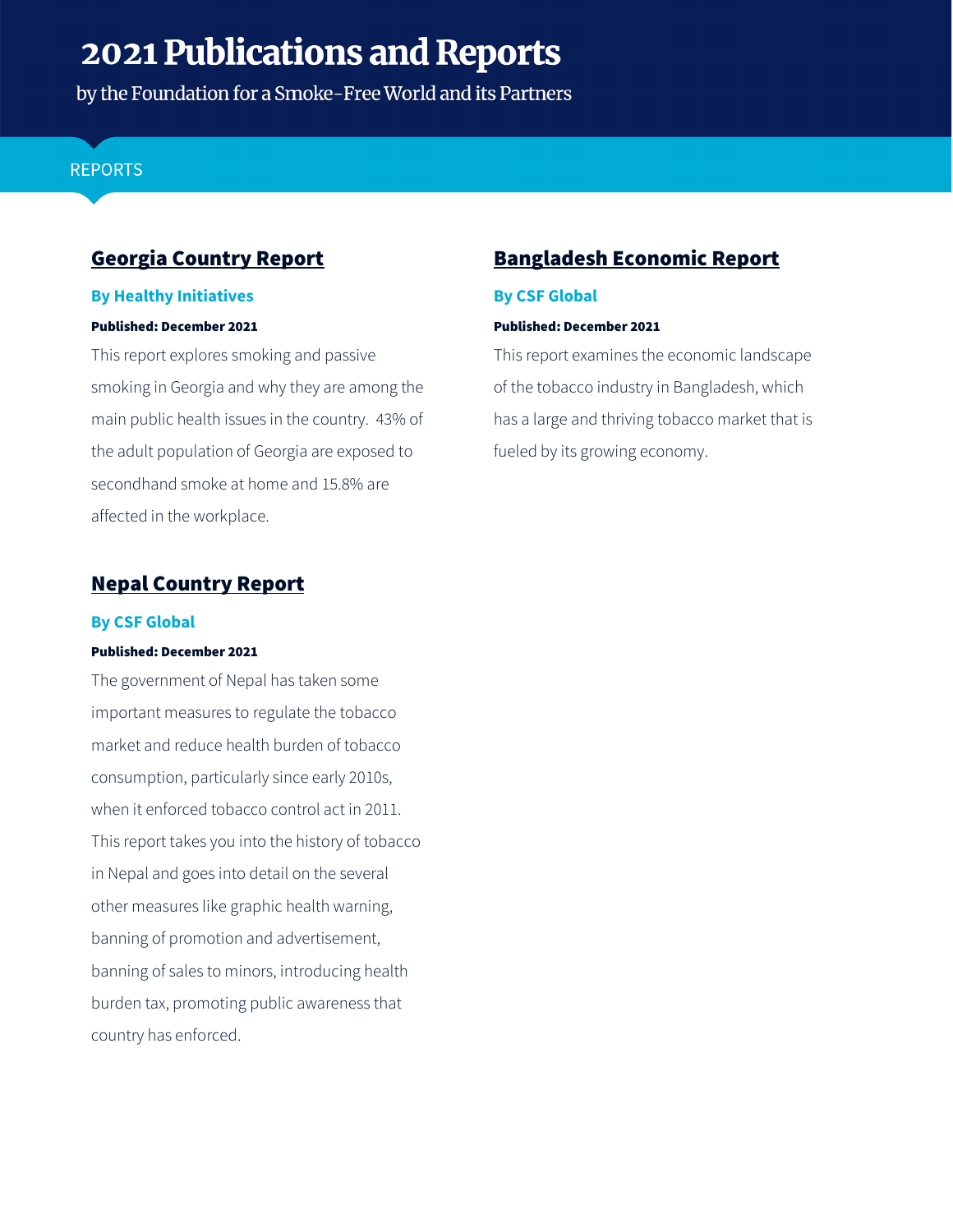# 2021 Publications and Reports

by the Foundation for a Smoke-Free World and its Partners

## REPORTS

### Georgia Country Report

**By Healthy Initiatives**

**Published: December 2021**

This report explores smoking and passive smoking in Georgia and why they are among the main public health issues in the country. 43% of the adult population of Georgia are exposed to secondhand smoke at home and 15.8% are affected in the workplace.

### Nepal Country Report

**By CSF Global**

**Published: December 2021**

The government of Nepal has taken some important measures to regulate the tobacco market and reduce health burden of tobacco consumption, particularly since early 2010s, when it enforced tobacco control act in 2011. This report takes you into the history of tobacco in Nepal and goes into detail on the several other measures like graphic health warning, banning of promotion and advertisement, banning of sales to minors, introducing health burden tax, promoting public awareness that country has enforced.

### Bangladesh Economic Report

**By CSF Global**

**Published: December 2021**

This report examines the economic landscape of the tobacco industry in Bangladesh, which has a large and thriving tobacco market that is fueled by its growing economy.